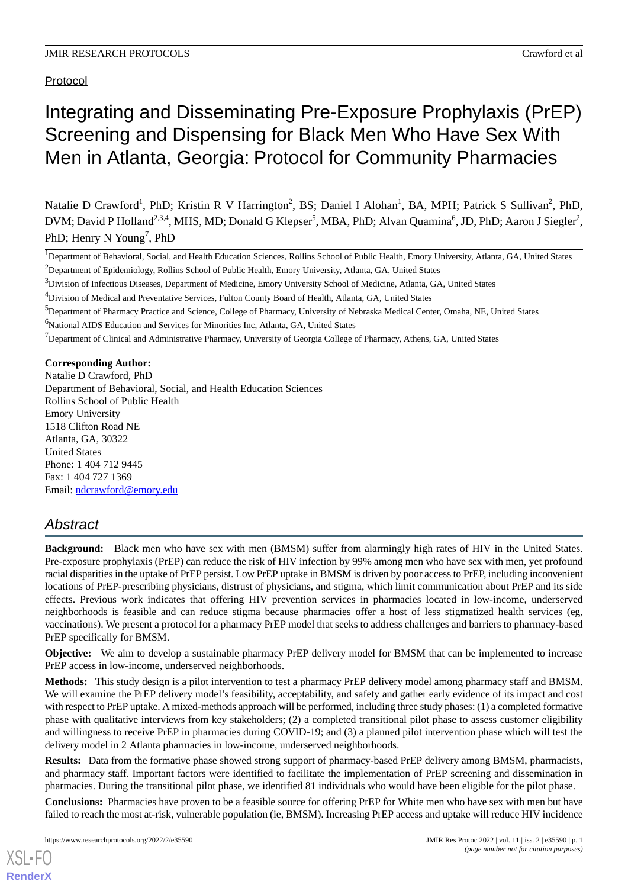Protocol

# Integrating and Disseminating Pre-Exposure Prophylaxis (PrEP) Screening and Dispensing for Black Men Who Have Sex With Men in Atlanta, Georgia: Protocol for Community Pharmacies

Natalie D Crawford[1], PhD; Kristin R V Harrington[2], BS; Daniel I Alohan[1], BA, MPH; Patrick S Sullivan[2], PhD, DVM; David P Holland[2,3,4], MHS, MD; Donald G Klepser[5], MBA, PhD; Alvan Quamina[6], JD, PhD; Aaron J Siegler[2], PhD; Henry N Young[7], PhD

[1]Department of Behavioral, Social, and Health Education Sciences, Rollins School of Public Health, Emory University, Atlanta, GA, United States

[2]Department of Epidemiology, Rollins School of Public Health, Emory University, Atlanta, GA, United States

[3]Division of Infectious Diseases, Department of Medicine, Emory University School of Medicine, Atlanta, GA, United States

[4]Division of Medical and Preventative Services, Fulton County Board of Health, Atlanta, GA, United States

[5]Department of Pharmacy Practice and Science, College of Pharmacy, University of Nebraska Medical Center, Omaha, NE, United States

[6]National AIDS Education and Services for Minorities Inc, Atlanta, GA, United States

[7]Department of Clinical and Administrative Pharmacy, University of Georgia College of Pharmacy, Athens, GA, United States

**Corresponding Author:**
Natalie D Crawford, PhD
Department of Behavioral, Social, and Health Education Sciences
Rollins School of Public Health
Emory University
1518 Clifton Road NE
Atlanta, GA, 30322
United States
Phone: 1 404 712 9445
Fax: 1 404 727 1369
Email: ndcrawford@emory.edu

## Abstract

**Background:** Black men who have sex with men (BMSM) suffer from alarmingly high rates of HIV in the United States. Pre-exposure prophylaxis (PrEP) can reduce the risk of HIV infection by 99% among men who have sex with men, yet profound racial disparities in the uptake of PrEP persist. Low PrEP uptake in BMSM is driven by poor access to PrEP, including inconvenient locations of PrEP-prescribing physicians, distrust of physicians, and stigma, which limit communication about PrEP and its side effects. Previous work indicates that offering HIV prevention services in pharmacies located in low-income, underserved neighborhoods is feasible and can reduce stigma because pharmacies offer a host of less stigmatized health services (eg, vaccinations). We present a protocol for a pharmacy PrEP model that seeks to address challenges and barriers to pharmacy-based PrEP specifically for BMSM.

**Objective:** We aim to develop a sustainable pharmacy PrEP delivery model for BMSM that can be implemented to increase PrEP access in low-income, underserved neighborhoods.

**Methods:** This study design is a pilot intervention to test a pharmacy PrEP delivery model among pharmacy staff and BMSM. We will examine the PrEP delivery model's feasibility, acceptability, and safety and gather early evidence of its impact and cost with respect to PrEP uptake. A mixed-methods approach will be performed, including three study phases: (1) a completed formative phase with qualitative interviews from key stakeholders; (2) a completed transitional pilot phase to assess customer eligibility and willingness to receive PrEP in pharmacies during COVID-19; and (3) a planned pilot intervention phase which will test the delivery model in 2 Atlanta pharmacies in low-income, underserved neighborhoods.

**Results:** Data from the formative phase showed strong support of pharmacy-based PrEP delivery among BMSM, pharmacists, and pharmacy staff. Important factors were identified to facilitate the implementation of PrEP screening and dissemination in pharmacies. During the transitional pilot phase, we identified 81 individuals who would have been eligible for the pilot phase.

**Conclusions:** Pharmacies have proven to be a feasible source for offering PrEP for White men who have sex with men but have failed to reach the most at-risk, vulnerable population (ie, BMSM). Increasing PrEP access and uptake will reduce HIV incidence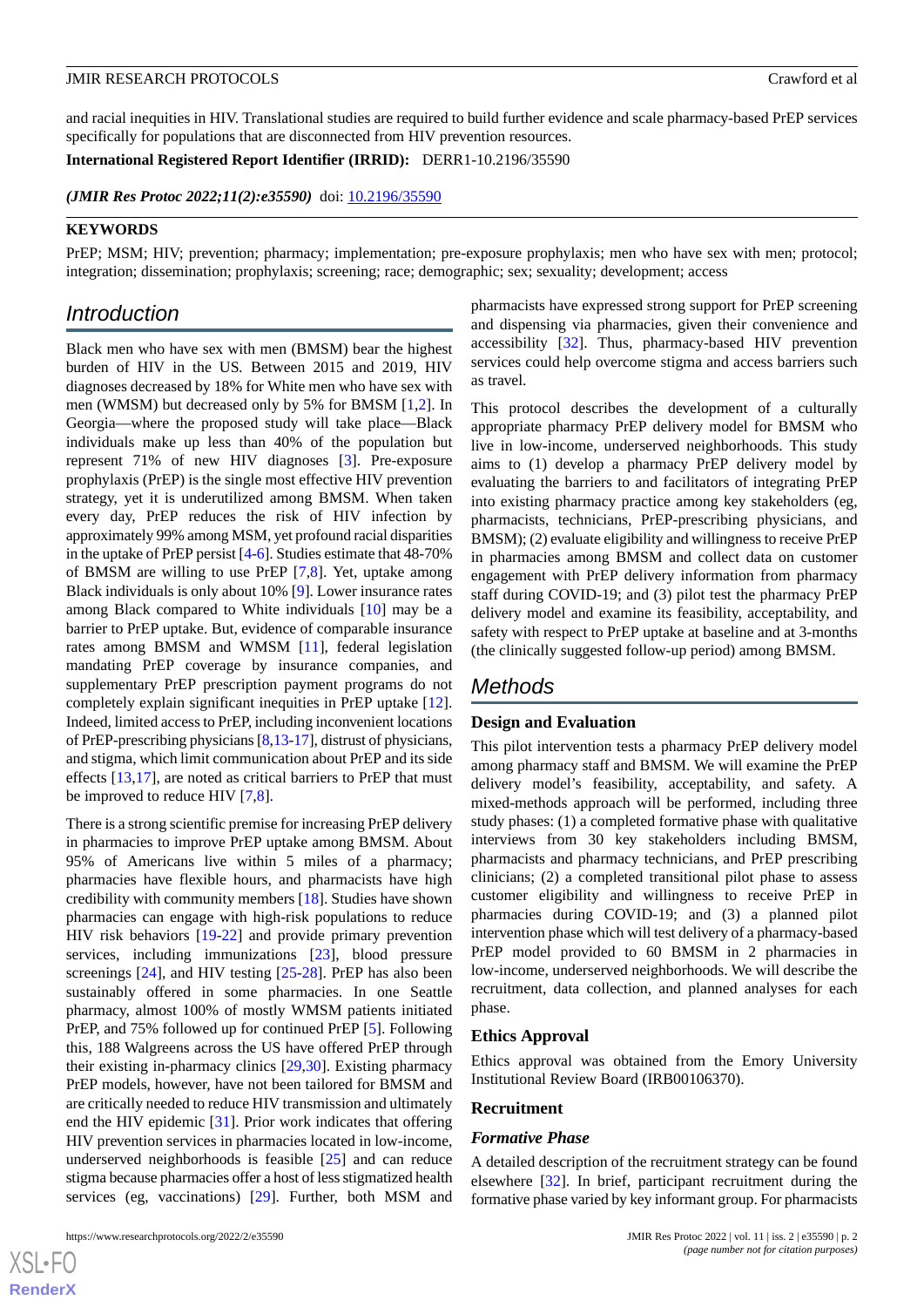and racial inequities in HIV. Translational studies are required to build further evidence and scale pharmacy-based PrEP services specifically for populations that are disconnected from HIV prevention resources.

**International Registered Report Identifier (IRRID):** DERR1-10.2196/35590

***(JMIR Res Protoc 2022;11(2):e35590)*** doi: 10.2196/35590

**KEYWORDS**

PrEP; MSM; HIV; prevention; pharmacy; implementation; pre-exposure prophylaxis; men who have sex with men; protocol; integration; dissemination; prophylaxis; screening; race; demographic; sex; sexuality; development; access

## Introduction

Black men who have sex with men (BMSM) bear the highest burden of HIV in the US. Between 2015 and 2019, HIV diagnoses decreased by 18% for White men who have sex with men (WMSM) but decreased only by 5% for BMSM [1,2]. In Georgia—where the proposed study will take place—Black individuals make up less than 40% of the population but represent 71% of new HIV diagnoses [3]. Pre-exposure prophylaxis (PrEP) is the single most effective HIV prevention strategy, yet it is underutilized among BMSM. When taken every day, PrEP reduces the risk of HIV infection by approximately 99% among MSM, yet profound racial disparities in the uptake of PrEP persist [4-6]. Studies estimate that 48-70% of BMSM are willing to use PrEP [7,8]. Yet, uptake among Black individuals is only about 10% [9]. Lower insurance rates among Black compared to White individuals [10] may be a barrier to PrEP uptake. But, evidence of comparable insurance rates among BMSM and WMSM [11], federal legislation mandating PrEP coverage by insurance companies, and supplementary PrEP prescription payment programs do not completely explain significant inequities in PrEP uptake [12]. Indeed, limited access to PrEP, including inconvenient locations of PrEP-prescribing physicians [8,13-17], distrust of physicians, and stigma, which limit communication about PrEP and its side effects [13,17], are noted as critical barriers to PrEP that must be improved to reduce HIV [7,8].

There is a strong scientific premise for increasing PrEP delivery in pharmacies to improve PrEP uptake among BMSM. About 95% of Americans live within 5 miles of a pharmacy; pharmacies have flexible hours, and pharmacists have high credibility with community members [18]. Studies have shown pharmacies can engage with high-risk populations to reduce HIV risk behaviors [19-22] and provide primary prevention services, including immunizations [23], blood pressure screenings [24], and HIV testing [25-28]. PrEP has also been sustainably offered in some pharmacies. In one Seattle pharmacy, almost 100% of mostly WMSM patients initiated PrEP, and 75% followed up for continued PrEP [5]. Following this, 188 Walgreens across the US have offered PrEP through their existing in-pharmacy clinics [29,30]. Existing pharmacy PrEP models, however, have not been tailored for BMSM and are critically needed to reduce HIV transmission and ultimately end the HIV epidemic [31]. Prior work indicates that offering HIV prevention services in pharmacies located in low-income, underserved neighborhoods is feasible [25] and can reduce stigma because pharmacies offer a host of less stigmatized health services (eg, vaccinations) [29]. Further, both MSM and pharmacists have expressed strong support for PrEP screening and dispensing via pharmacies, given their convenience and accessibility [32]. Thus, pharmacy-based HIV prevention services could help overcome stigma and access barriers such as travel.

This protocol describes the development of a culturally appropriate pharmacy PrEP delivery model for BMSM who live in low-income, underserved neighborhoods. This study aims to (1) develop a pharmacy PrEP delivery model by evaluating the barriers to and facilitators of integrating PrEP into existing pharmacy practice among key stakeholders (eg, pharmacists, technicians, PrEP-prescribing physicians, and BMSM); (2) evaluate eligibility and willingness to receive PrEP in pharmacies among BMSM and collect data on customer engagement with PrEP delivery information from pharmacy staff during COVID-19; and (3) pilot test the pharmacy PrEP delivery model and examine its feasibility, acceptability, and safety with respect to PrEP uptake at baseline and at 3-months (the clinically suggested follow-up period) among BMSM.

## Methods

### Design and Evaluation

This pilot intervention tests a pharmacy PrEP delivery model among pharmacy staff and BMSM. We will examine the PrEP delivery model's feasibility, acceptability, and safety. A mixed-methods approach will be performed, including three study phases: (1) a completed formative phase with qualitative interviews from 30 key stakeholders including BMSM, pharmacists and pharmacy technicians, and PrEP prescribing clinicians; (2) a completed transitional pilot phase to assess customer eligibility and willingness to receive PrEP in pharmacies during COVID-19; and (3) a planned pilot intervention phase which will test delivery of a pharmacy-based PrEP model provided to 60 BMSM in 2 pharmacies in low-income, underserved neighborhoods. We will describe the recruitment, data collection, and planned analyses for each phase.

### Ethics Approval

Ethics approval was obtained from the Emory University Institutional Review Board (IRB00106370).

### Recruitment

#### *Formative Phase*

A detailed description of the recruitment strategy can be found elsewhere [32]. In brief, participant recruitment during the formative phase varied by key informant group. For pharmacists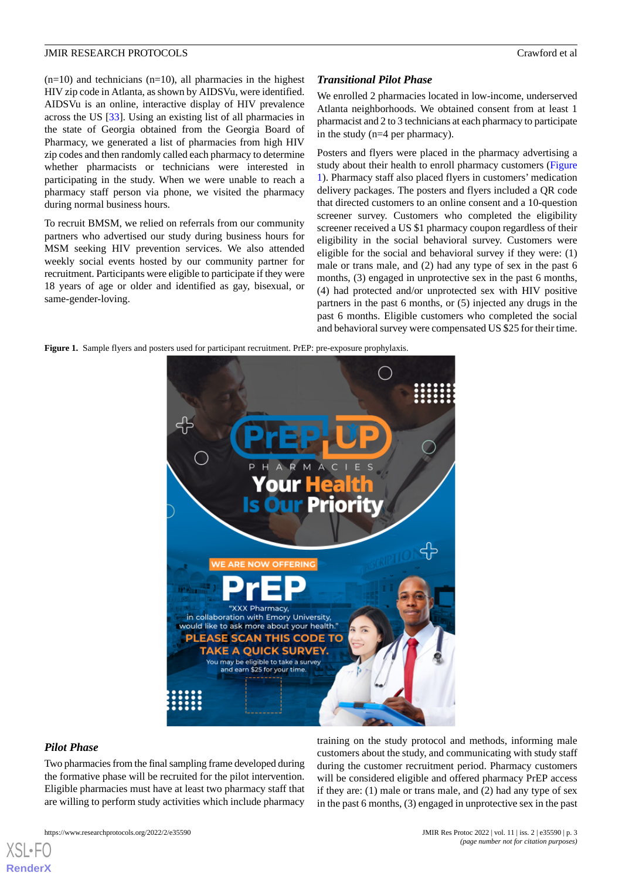(n=10) and technicians (n=10), all pharmacies in the highest HIV zip code in Atlanta, as shown by AIDSVu, were identified. AIDSVu is an online, interactive display of HIV prevalence across the US [33]. Using an existing list of all pharmacies in the state of Georgia obtained from the Georgia Board of Pharmacy, we generated a list of pharmacies from high HIV zip codes and then randomly called each pharmacy to determine whether pharmacists or technicians were interested in participating in the study. When we were unable to reach a pharmacy staff person via phone, we visited the pharmacy during normal business hours.

To recruit BMSM, we relied on referrals from our community partners who advertised our study during business hours for MSM seeking HIV prevention services. We also attended weekly social events hosted by our community partner for recruitment. Participants were eligible to participate if they were 18 years of age or older and identified as gay, bisexual, or same-gender-loving.

### *Transitional Pilot Phase*

We enrolled 2 pharmacies located in low-income, underserved Atlanta neighborhoods. We obtained consent from at least 1 pharmacist and 2 to 3 technicians at each pharmacy to participate in the study (n=4 per pharmacy).

Posters and flyers were placed in the pharmacy advertising a study about their health to enroll pharmacy customers (Figure 1). Pharmacy staff also placed flyers in customers' medication delivery packages. The posters and flyers included a QR code that directed customers to an online consent and a 10-question screener survey. Customers who completed the eligibility screener received a US $1 pharmacy coupon regardless of their eligibility in the social behavioral survey. Customers were eligible for the social and behavioral survey if they were: (1) male or trans male, and (2) had any type of sex in the past 6 months, (3) engaged in unprotective sex in the past 6 months, (4) had protected and/or unprotected sex with HIV positive partners in the past 6 months, or (5) injected any drugs in the past 6 months. Eligible customers who completed the social and behavioral survey were compensated US $25 for their time.

**Figure 1.** Sample flyers and posters used for participant recruitment. PrEP: pre-exposure prophylaxis.

### *Pilot Phase*

Two pharmacies from the final sampling frame developed during the formative phase will be recruited for the pilot intervention. Eligible pharmacies must have at least two pharmacy staff that are willing to perform study activities which include pharmacy training on the study protocol and methods, informing male customers about the study, and communicating with study staff during the customer recruitment period. Pharmacy customers will be considered eligible and offered pharmacy PrEP access if they are: (1) male or trans male, and (2) had any type of sex in the past 6 months, (3) engaged in unprotective sex in the past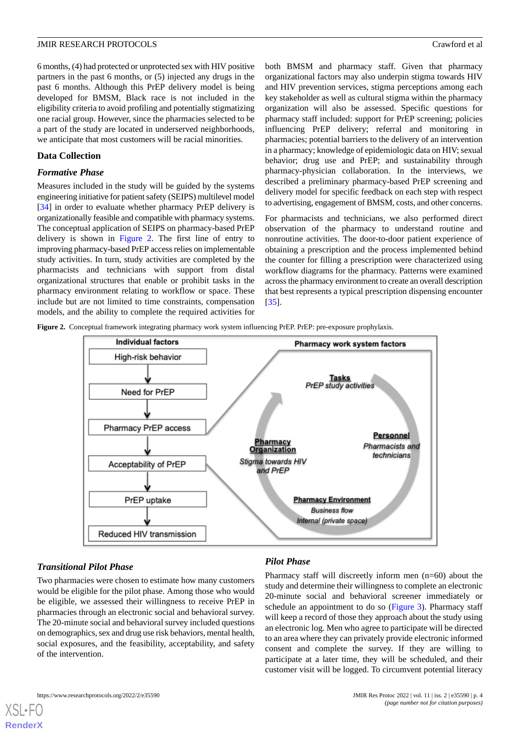6 months, (4) had protected or unprotected sex with HIV positive partners in the past 6 months, or (5) injected any drugs in the past 6 months. Although this PrEP delivery model is being developed for BMSM, Black race is not included in the eligibility criteria to avoid profiling and potentially stigmatizing one racial group. However, since the pharmacies selected to be a part of the study are located in underserved neighborhoods, we anticipate that most customers will be racial minorities.

## Data Collection

### *Formative Phase*

Measures included in the study will be guided by the systems engineering initiative for patient safety (SEIPS) multilevel model [34] in order to evaluate whether pharmacy PrEP delivery is organizationally feasible and compatible with pharmacy systems. The conceptual application of SEIPS on pharmacy-based PrEP delivery is shown in Figure 2. The first line of entry to improving pharmacy-based PrEP access relies on implementable study activities. In turn, study activities are completed by the pharmacists and technicians with support from distal organizational structures that enable or prohibit tasks in the pharmacy environment relating to workflow or space. These include but are not limited to time constraints, compensation models, and the ability to complete the required activities for both BMSM and pharmacy staff. Given that pharmacy organizational factors may also underpin stigma towards HIV and HIV prevention services, stigma perceptions among each key stakeholder as well as cultural stigma within the pharmacy organization will also be assessed. Specific questions for pharmacy staff included: support for PrEP screening; policies influencing PrEP delivery; referral and monitoring in pharmacies; potential barriers to the delivery of an intervention in a pharmacy; knowledge of epidemiologic data on HIV; sexual behavior; drug use and PrEP; and sustainability through pharmacy-physician collaboration. In the interviews, we described a preliminary pharmacy-based PrEP screening and delivery model for specific feedback on each step with respect to advertising, engagement of BMSM, costs, and other concerns.

For pharmacists and technicians, we also performed direct observation of the pharmacy to understand routine and nonroutine activities. The door-to-door patient experience of obtaining a prescription and the process implemented behind the counter for filling a prescription were characterized using workflow diagrams for the pharmacy. Patterns were examined across the pharmacy environment to create an overall description that best represents a typical prescription dispensing encounter [35].

**Figure 2.** Conceptual framework integrating pharmacy work system influencing PrEP. PrEP: pre-exposure prophylaxis.

### *Transitional Pilot Phase*

Two pharmacies were chosen to estimate how many customers would be eligible for the pilot phase. Among those who would be eligible, we assessed their willingness to receive PrEP in pharmacies through an electronic social and behavioral survey. The 20-minute social and behavioral survey included questions on demographics, sex and drug use risk behaviors, mental health, social exposures, and the feasibility, acceptability, and safety of the intervention.

### *Pilot Phase*

Pharmacy staff will discreetly inform men (n=60) about the study and determine their willingness to complete an electronic 20-minute social and behavioral screener immediately or schedule an appointment to do so (Figure 3). Pharmacy staff will keep a record of those they approach about the study using an electronic log. Men who agree to participate will be directed to an area where they can privately provide electronic informed consent and complete the survey. If they are willing to participate at a later time, they will be scheduled, and their customer visit will be logged. To circumvent potential literacy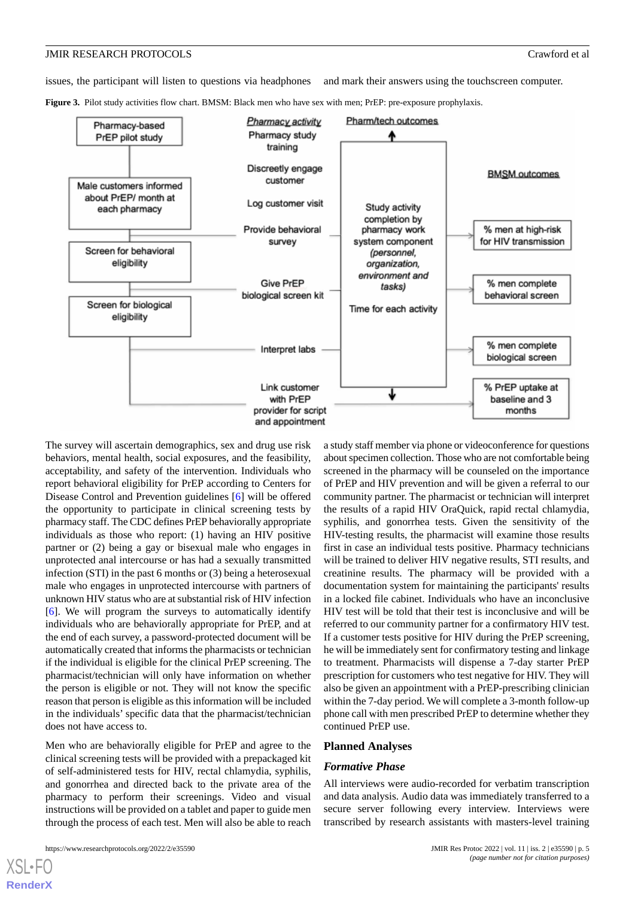issues, the participant will listen to questions via headphones and mark their answers using the touchscreen computer.

**Figure 3.** Pilot study activities flow chart. BMSM: Black men who have sex with men; PrEP: pre-exposure prophylaxis.

The survey will ascertain demographics, sex and drug use risk behaviors, mental health, social exposures, and the feasibility, acceptability, and safety of the intervention. Individuals who report behavioral eligibility for PrEP according to Centers for Disease Control and Prevention guidelines [6] will be offered the opportunity to participate in clinical screening tests by pharmacy staff. The CDC defines PrEP behaviorally appropriate individuals as those who report: (1) having an HIV positive partner or (2) being a gay or bisexual male who engages in unprotected anal intercourse or has had a sexually transmitted infection (STI) in the past 6 months or (3) being a heterosexual male who engages in unprotected intercourse with partners of unknown HIV status who are at substantial risk of HIV infection [6]. We will program the surveys to automatically identify individuals who are behaviorally appropriate for PrEP, and at the end of each survey, a password-protected document will be automatically created that informs the pharmacists or technician if the individual is eligible for the clinical PrEP screening. The pharmacist/technician will only have information on whether the person is eligible or not. They will not know the specific reason that person is eligible as this information will be included in the individuals' specific data that the pharmacist/technician does not have access to.

Men who are behaviorally eligible for PrEP and agree to the clinical screening tests will be provided with a prepackaged kit of self-administered tests for HIV, rectal chlamydia, syphilis, and gonorrhea and directed back to the private area of the pharmacy to perform their screenings. Video and visual instructions will be provided on a tablet and paper to guide men through the process of each test. Men will also be able to reach a study staff member via phone or videoconference for questions about specimen collection. Those who are not comfortable being screened in the pharmacy will be counseled on the importance of PrEP and HIV prevention and will be given a referral to our community partner. The pharmacist or technician will interpret the results of a rapid HIV OraQuick, rapid rectal chlamydia, syphilis, and gonorrhea tests. Given the sensitivity of the HIV-testing results, the pharmacist will examine those results first in case an individual tests positive. Pharmacy technicians will be trained to deliver HIV negative results, STI results, and creatinine results. The pharmacy will be provided with a documentation system for maintaining the participants' results in a locked file cabinet. Individuals who have an inconclusive HIV test will be told that their test is inconclusive and will be referred to our community partner for a confirmatory HIV test. If a customer tests positive for HIV during the PrEP screening, he will be immediately sent for confirmatory testing and linkage to treatment. Pharmacists will dispense a 7-day starter PrEP prescription for customers who test negative for HIV. They will also be given an appointment with a PrEP-prescribing clinician within the 7-day period. We will complete a 3-month follow-up phone call with men prescribed PrEP to determine whether they continued PrEP use.

## Planned Analyses

### *Formative Phase*

All interviews were audio-recorded for verbatim transcription and data analysis. Audio data was immediately transferred to a secure server following every interview. Interviews were transcribed by research assistants with masters-level training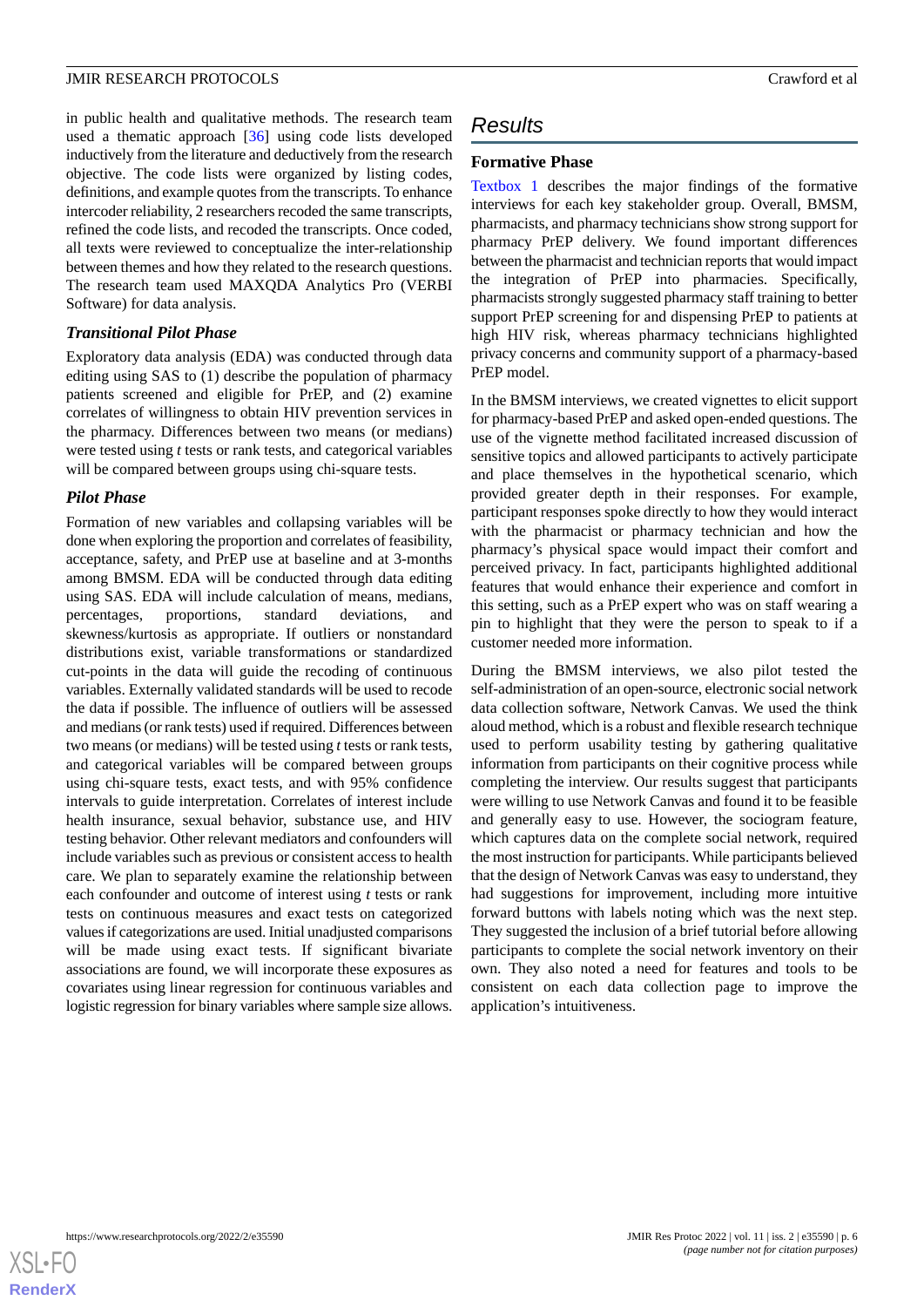in public health and qualitative methods. The research team used a thematic approach [36] using code lists developed inductively from the literature and deductively from the research objective. The code lists were organized by listing codes, definitions, and example quotes from the transcripts. To enhance intercoder reliability, 2 researchers recoded the same transcripts, refined the code lists, and recoded the transcripts. Once coded, all texts were reviewed to conceptualize the inter-relationship between themes and how they related to the research questions. The research team used MAXQDA Analytics Pro (VERBI Software) for data analysis.

### Transitional Pilot Phase

Exploratory data analysis (EDA) was conducted through data editing using SAS to (1) describe the population of pharmacy patients screened and eligible for PrEP, and (2) examine correlates of willingness to obtain HIV prevention services in the pharmacy. Differences between two means (or medians) were tested using *t* tests or rank tests, and categorical variables will be compared between groups using chi-square tests.

### Pilot Phase

Formation of new variables and collapsing variables will be done when exploring the proportion and correlates of feasibility, acceptance, safety, and PrEP use at baseline and at 3-months among BMSM. EDA will be conducted through data editing using SAS. EDA will include calculation of means, medians, percentages, proportions, standard deviations, and skewness/kurtosis as appropriate. If outliers or nonstandard distributions exist, variable transformations or standardized cut-points in the data will guide the recoding of continuous variables. Externally validated standards will be used to recode the data if possible. The influence of outliers will be assessed and medians (or rank tests) used if required. Differences between two means (or medians) will be tested using *t* tests or rank tests, and categorical variables will be compared between groups using chi-square tests, exact tests, and with 95% confidence intervals to guide interpretation. Correlates of interest include health insurance, sexual behavior, substance use, and HIV testing behavior. Other relevant mediators and confounders will include variables such as previous or consistent access to health care. We plan to separately examine the relationship between each confounder and outcome of interest using *t* tests or rank tests on continuous measures and exact tests on categorized values if categorizations are used. Initial unadjusted comparisons will be made using exact tests. If significant bivariate associations are found, we will incorporate these exposures as covariates using linear regression for continuous variables and logistic regression for binary variables where sample size allows.

## Results

### Formative Phase

Textbox 1 describes the major findings of the formative interviews for each key stakeholder group. Overall, BMSM, pharmacists, and pharmacy technicians show strong support for pharmacy PrEP delivery. We found important differences between the pharmacist and technician reports that would impact the integration of PrEP into pharmacies. Specifically, pharmacists strongly suggested pharmacy staff training to better support PrEP screening for and dispensing PrEP to patients at high HIV risk, whereas pharmacy technicians highlighted privacy concerns and community support of a pharmacy-based PrEP model.

In the BMSM interviews, we created vignettes to elicit support for pharmacy-based PrEP and asked open-ended questions. The use of the vignette method facilitated increased discussion of sensitive topics and allowed participants to actively participate and place themselves in the hypothetical scenario, which provided greater depth in their responses. For example, participant responses spoke directly to how they would interact with the pharmacist or pharmacy technician and how the pharmacy's physical space would impact their comfort and perceived privacy. In fact, participants highlighted additional features that would enhance their experience and comfort in this setting, such as a PrEP expert who was on staff wearing a pin to highlight that they were the person to speak to if a customer needed more information.

During the BMSM interviews, we also pilot tested the self-administration of an open-source, electronic social network data collection software, Network Canvas. We used the think aloud method, which is a robust and flexible research technique used to perform usability testing by gathering qualitative information from participants on their cognitive process while completing the interview. Our results suggest that participants were willing to use Network Canvas and found it to be feasible and generally easy to use. However, the sociogram feature, which captures data on the complete social network, required the most instruction for participants. While participants believed that the design of Network Canvas was easy to understand, they had suggestions for improvement, including more intuitive forward buttons with labels noting which was the next step. They suggested the inclusion of a brief tutorial before allowing participants to complete the social network inventory on their own. They also noted a need for features and tools to be consistent on each data collection page to improve the application's intuitiveness.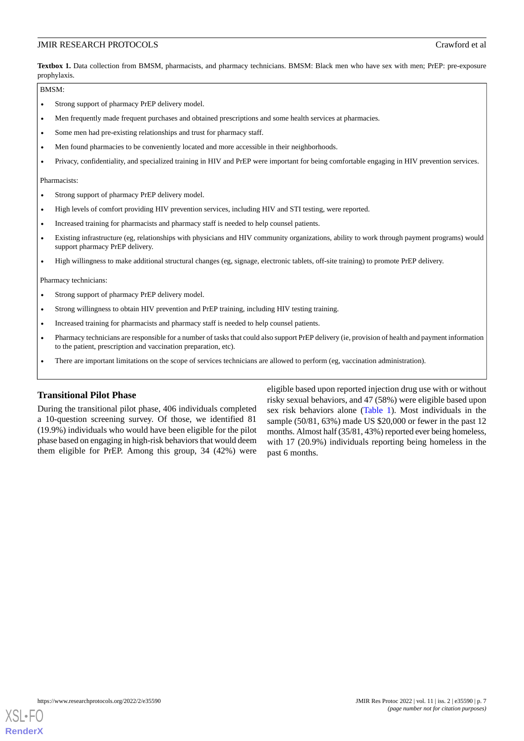**Textbox 1.** Data collection from BMSM, pharmacists, and pharmacy technicians. BMSM: Black men who have sex with men; PrEP: pre-exposure prophylaxis.

BMSM:

- Strong support of pharmacy PrEP delivery model.
- Men frequently made frequent purchases and obtained prescriptions and some health services at pharmacies.
- Some men had pre-existing relationships and trust for pharmacy staff.
- Men found pharmacies to be conveniently located and more accessible in their neighborhoods.
- Privacy, confidentiality, and specialized training in HIV and PrEP were important for being comfortable engaging in HIV prevention services.

Pharmacists:

- Strong support of pharmacy PrEP delivery model.
- High levels of comfort providing HIV prevention services, including HIV and STI testing, were reported.
- Increased training for pharmacists and pharmacy staff is needed to help counsel patients.
- Existing infrastructure (eg, relationships with physicians and HIV community organizations, ability to work through payment programs) would support pharmacy PrEP delivery.
- High willingness to make additional structural changes (eg, signage, electronic tablets, off-site training) to promote PrEP delivery.

Pharmacy technicians:

- Strong support of pharmacy PrEP delivery model.
- Strong willingness to obtain HIV prevention and PrEP training, including HIV testing training.
- Increased training for pharmacists and pharmacy staff is needed to help counsel patients.
- Pharmacy technicians are responsible for a number of tasks that could also support PrEP delivery (ie, provision of health and payment information to the patient, prescription and vaccination preparation, etc).
- There are important limitations on the scope of services technicians are allowed to perform (eg, vaccination administration).

### Transitional Pilot Phase

During the transitional pilot phase, 406 individuals completed a 10-question screening survey. Of those, we identified 81 (19.9%) individuals who would have been eligible for the pilot phase based on engaging in high-risk behaviors that would deem them eligible for PrEP. Among this group, 34 (42%) were eligible based upon reported injection drug use with or without risky sexual behaviors, and 47 (58%) were eligible based upon sex risk behaviors alone (Table 1). Most individuals in the sample (50/81, 63%) made US $20,000 or fewer in the past 12 months. Almost half (35/81, 43%) reported ever being homeless, with 17 (20.9%) individuals reporting being homeless in the past 6 months.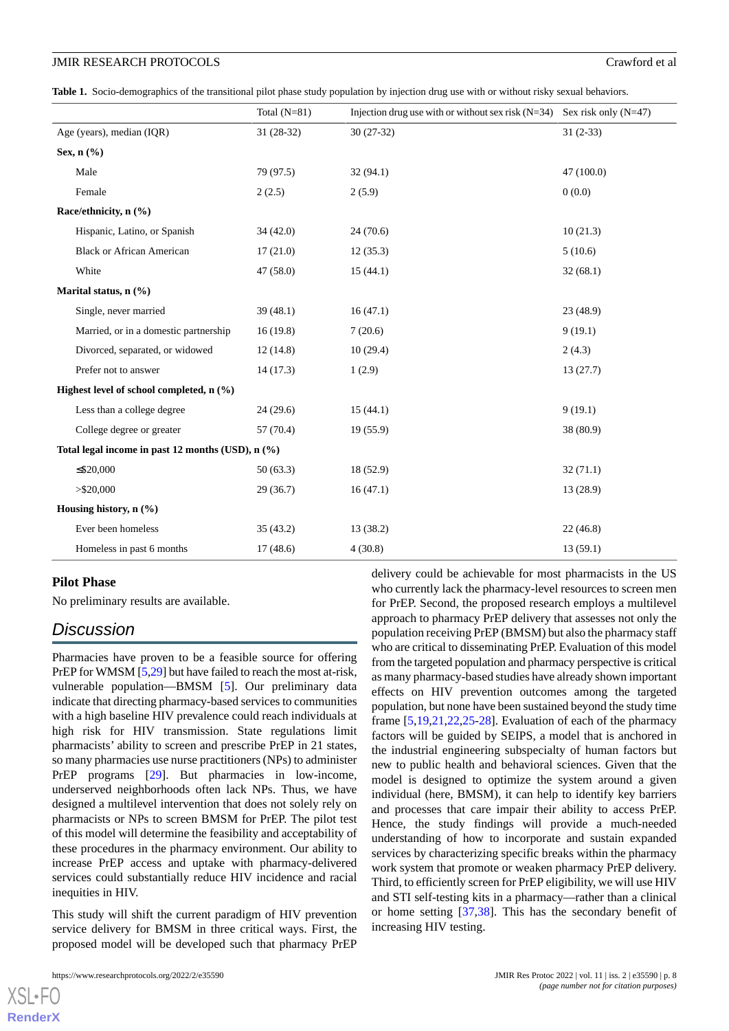**Table 1.** Socio-demographics of the transitional pilot phase study population by injection drug use with or without risky sexual behaviors.

| | Total (N=81) | Injection drug use with or without sex risk (N=34) | Sex risk only (N=47) |
|---|---|---|---|
| Age (years), median (IQR) | 31 (28-32) | 30 (27-32) | 31 (2-33) |
| **Sex, n (%)** | | | |
| Male | 79 (97.5) | 32 (94.1) | 47 (100.0) |
| Female | 2 (2.5) | 2 (5.9) | 0 (0.0) |
| **Race/ethnicity, n (%)** | | | |
| Hispanic, Latino, or Spanish | 34 (42.0) | 24 (70.6) | 10 (21.3) |
| Black or African American | 17 (21.0) | 12 (35.3) | 5 (10.6) |
| White | 47 (58.0) | 15 (44.1) | 32 (68.1) |
| **Marital status, n (%)** | | | |
| Single, never married | 39 (48.1) | 16 (47.1) | 23 (48.9) |
| Married, or in a domestic partnership | 16 (19.8) | 7 (20.6) | 9 (19.1) |
| Divorced, separated, or widowed | 12 (14.8) | 10 (29.4) | 2 (4.3) |
| Prefer not to answer | 14 (17.3) | 1 (2.9) | 13 (27.7) |
| **Highest level of school completed, n (%)** | | | |
| Less than a college degree | 24 (29.6) | 15 (44.1) | 9 (19.1) |
| College degree or greater | 57 (70.4) | 19 (55.9) | 38 (80.9) |
| **Total legal income in past 12 months (USD), n (%)** | | | |
| ≤$20,000 | 50 (63.3) | 18 (52.9) | 32 (71.1) |
| >$20,000 | 29 (36.7) | 16 (47.1) | 13 (28.9) |
| **Housing history, n (%)** | | | |
| Ever been homeless | 35 (43.2) | 13 (38.2) | 22 (46.8) |
| Homeless in past 6 months | 17 (48.6) | 4 (30.8) | 13 (59.1) |

### Pilot Phase

No preliminary results are available.

## Discussion

Pharmacies have proven to be a feasible source for offering PrEP for WMSM [5,29] but have failed to reach the most at-risk, vulnerable population—BMSM [5]. Our preliminary data indicate that directing pharmacy-based services to communities with a high baseline HIV prevalence could reach individuals at high risk for HIV transmission. State regulations limit pharmacists' ability to screen and prescribe PrEP in 21 states, so many pharmacies use nurse practitioners (NPs) to administer PrEP programs [29]. But pharmacies in low-income, underserved neighborhoods often lack NPs. Thus, we have designed a multilevel intervention that does not solely rely on pharmacists or NPs to screen BMSM for PrEP. The pilot test of this model will determine the feasibility and acceptability of these procedures in the pharmacy environment. Our ability to increase PrEP access and uptake with pharmacy-delivered services could substantially reduce HIV incidence and racial inequities in HIV.

This study will shift the current paradigm of HIV prevention service delivery for BMSM in three critical ways. First, the proposed model will be developed such that pharmacy PrEP delivery could be achievable for most pharmacists in the US who currently lack the pharmacy-level resources to screen men for PrEP. Second, the proposed research employs a multilevel approach to pharmacy PrEP delivery that assesses not only the population receiving PrEP (BMSM) but also the pharmacy staff who are critical to disseminating PrEP. Evaluation of this model from the targeted population and pharmacy perspective is critical as many pharmacy-based studies have already shown important effects on HIV prevention outcomes among the targeted population, but none have been sustained beyond the study time frame [5,19,21,22,25-28]. Evaluation of each of the pharmacy factors will be guided by SEIPS, a model that is anchored in the industrial engineering subspecialty of human factors but new to public health and behavioral sciences. Given that the model is designed to optimize the system around a given individual (here, BMSM), it can help to identify key barriers and processes that care impair their ability to access PrEP. Hence, the study findings will provide a much-needed understanding of how to incorporate and sustain expanded services by characterizing specific breaks within the pharmacy work system that promote or weaken pharmacy PrEP delivery. Third, to efficiently screen for PrEP eligibility, we will use HIV and STI self-testing kits in a pharmacy—rather than a clinical or home setting [37,38]. This has the secondary benefit of increasing HIV testing.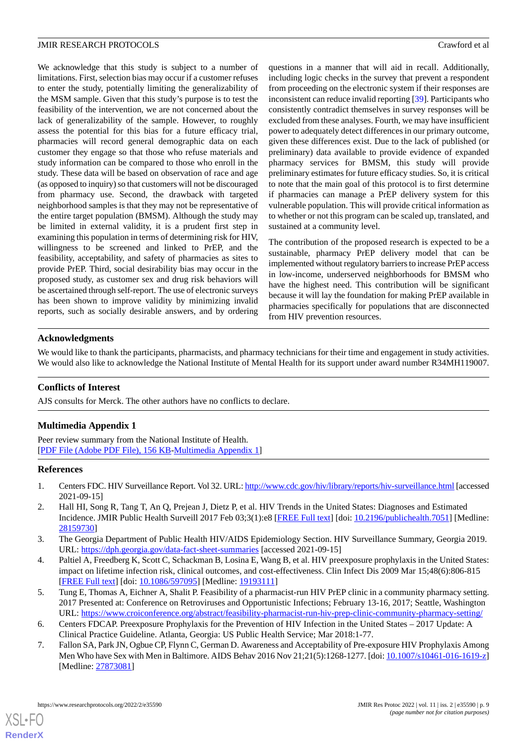We acknowledge that this study is subject to a number of limitations. First, selection bias may occur if a customer refuses to enter the study, potentially limiting the generalizability of the MSM sample. Given that this study's purpose is to test the feasibility of the intervention, we are not concerned about the lack of generalizability of the sample. However, to roughly assess the potential for this bias for a future efficacy trial, pharmacies will record general demographic data on each customer they engage so that those who refuse materials and study information can be compared to those who enroll in the study. These data will be based on observation of race and age (as opposed to inquiry) so that customers will not be discouraged from pharmacy use. Second, the drawback with targeted neighborhood samples is that they may not be representative of the entire target population (BMSM). Although the study may be limited in external validity, it is a prudent first step in examining this population in terms of determining risk for HIV, willingness to be screened and linked to PrEP, and the feasibility, acceptability, and safety of pharmacies as sites to provide PrEP. Third, social desirability bias may occur in the proposed study, as customer sex and drug risk behaviors will be ascertained through self-report. The use of electronic surveys has been shown to improve validity by minimizing invalid reports, such as socially desirable answers, and by ordering questions in a manner that will aid in recall. Additionally, including logic checks in the survey that prevent a respondent from proceeding on the electronic system if their responses are inconsistent can reduce invalid reporting [39]. Participants who consistently contradict themselves in survey responses will be excluded from these analyses. Fourth, we may have insufficient power to adequately detect differences in our primary outcome, given these differences exist. Due to the lack of published (or preliminary) data available to provide evidence of expanded pharmacy services for BMSM, this study will provide preliminary estimates for future efficacy studies. So, it is critical to note that the main goal of this protocol is to first determine if pharmacies can manage a PrEP delivery system for this vulnerable population. This will provide critical information as to whether or not this program can be scaled up, translated, and sustained at a community level.

The contribution of the proposed research is expected to be a sustainable, pharmacy PrEP delivery model that can be implemented without regulatory barriers to increase PrEP access in low-income, underserved neighborhoods for BMSM who have the highest need. This contribution will be significant because it will lay the foundation for making PrEP available in pharmacies specifically for populations that are disconnected from HIV prevention resources.

## Acknowledgments

We would like to thank the participants, pharmacists, and pharmacy technicians for their time and engagement in study activities. We would also like to acknowledge the National Institute of Mental Health for its support under award number R34MH119007.

## Conflicts of Interest

AJS consults for Merck. The other authors have no conflicts to declare.

## Multimedia Appendix 1

Peer review summary from the National Institute of Health.
[PDF File (Adobe PDF File), 156 KB-Multimedia Appendix 1]

## References

1. Centers FDC. HIV Surveillance Report. Vol 32. URL: http://www.cdc.gov/hiv/library/reports/hiv-surveillance.html [accessed 2021-09-15]
2. Hall HI, Song R, Tang T, An Q, Prejean J, Dietz P, et al. HIV Trends in the United States: Diagnoses and Estimated Incidence. JMIR Public Health Surveill 2017 Feb 03;3(1):e8 [FREE Full text] [doi: 10.2196/publichealth.7051] [Medline: 28159730]
3. The Georgia Department of Public Health HIV/AIDS Epidemiology Section. HIV Surveillance Summary, Georgia 2019. URL: https://dph.georgia.gov/data-fact-sheet-summaries [accessed 2021-09-15]
4. Paltiel A, Freedberg K, Scott C, Schackman B, Losina E, Wang B, et al. HIV preexposure prophylaxis in the United States: impact on lifetime infection risk, clinical outcomes, and cost-effectiveness. Clin Infect Dis 2009 Mar 15;48(6):806-815 [FREE Full text] [doi: 10.1086/597095] [Medline: 19193111]
5. Tung E, Thomas A, Eichner A, Shalit P. Feasibility of a pharmacist-run HIV PrEP clinic in a community pharmacy setting. 2017 Presented at: Conference on Retroviruses and Opportunistic Infections; February 13-16, 2017; Seattle, Washington URL: https://www.croiconference.org/abstract/feasibility-pharmacist-run-hiv-prep-clinic-community-pharmacy-setting/
6. Centers FDCAP. Preexposure Prophylaxis for the Prevention of HIV Infection in the United States – 2017 Update: A Clinical Practice Guideline. Atlanta, Georgia: US Public Health Service; Mar 2018:1-77.
7. Fallon SA, Park JN, Ogbue CP, Flynn C, German D. Awareness and Acceptability of Pre-exposure HIV Prophylaxis Among Men Who have Sex with Men in Baltimore. AIDS Behav 2016 Nov 21;21(5):1268-1277. [doi: 10.1007/s10461-016-1619-z] [Medline: 27873081]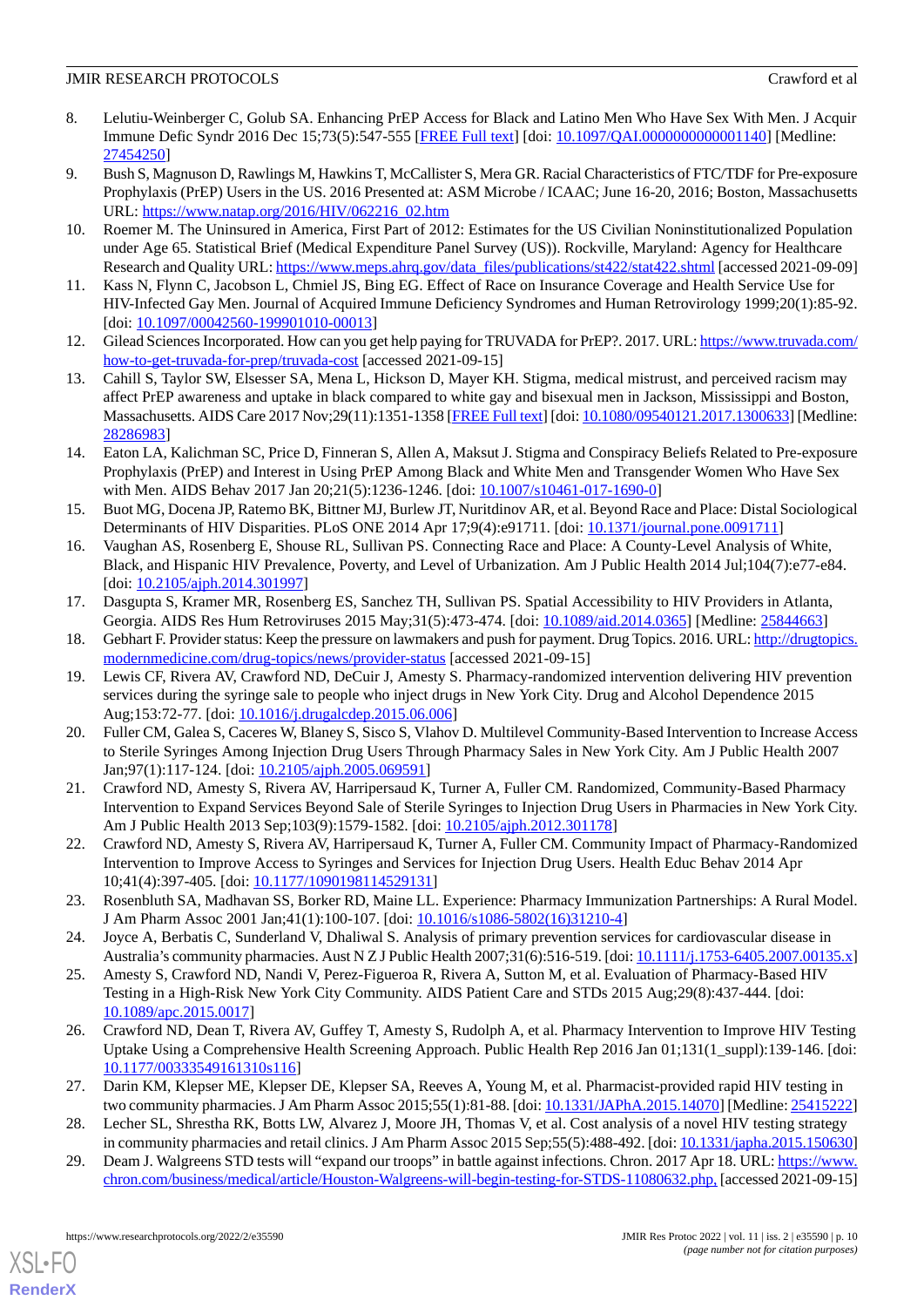8. Lelutiu-Weinberger C, Golub SA. Enhancing PrEP Access for Black and Latino Men Who Have Sex With Men. J Acquir Immune Defic Syndr 2016 Dec 15;73(5):547-555 [FREE Full text] [doi: 10.1097/QAI.0000000000001140] [Medline: 27454250]
9. Bush S, Magnuson D, Rawlings M, Hawkins T, McCallister S, Mera GR. Racial Characteristics of FTC/TDF for Pre-exposure Prophylaxis (PrEP) Users in the US. 2016 Presented at: ASM Microbe / ICAAC; June 16-20, 2016; Boston, Massachusetts URL: https://www.natap.org/2016/HIV/062216_02.htm
10. Roemer M. The Uninsured in America, First Part of 2012: Estimates for the US Civilian Noninstitutionalized Population under Age 65. Statistical Brief (Medical Expenditure Panel Survey (US)). Rockville, Maryland: Agency for Healthcare Research and Quality URL: https://www.meps.ahrq.gov/data_files/publications/st422/stat422.shtml [accessed 2021-09-09]
11. Kass N, Flynn C, Jacobson L, Chmiel JS, Bing EG. Effect of Race on Insurance Coverage and Health Service Use for HIV-Infected Gay Men. Journal of Acquired Immune Deficiency Syndromes and Human Retrovirology 1999;20(1):85-92. [doi: 10.1097/00042560-199901010-00013]
12. Gilead Sciences Incorporated. How can you get help paying for TRUVADA for PrEP?. 2017. URL: https://www.truvada.com/how-to-get-truvada-for-prep/truvada-cost [accessed 2021-09-15]
13. Cahill S, Taylor SW, Elsesser SA, Mena L, Hickson D, Mayer KH. Stigma, medical mistrust, and perceived racism may affect PrEP awareness and uptake in black compared to white gay and bisexual men in Jackson, Mississippi and Boston, Massachusetts. AIDS Care 2017 Nov;29(11):1351-1358 [FREE Full text] [doi: 10.1080/09540121.2017.1300633] [Medline: 28286983]
14. Eaton LA, Kalichman SC, Price D, Finneran S, Allen A, Maksut J. Stigma and Conspiracy Beliefs Related to Pre-exposure Prophylaxis (PrEP) and Interest in Using PrEP Among Black and White Men and Transgender Women Who Have Sex with Men. AIDS Behav 2017 Jan 20;21(5):1236-1246. [doi: 10.1007/s10461-017-1690-0]
15. Buot MG, Docena JP, Ratemo BK, Bittner MJ, Burlew JT, Nuritdinov AR, et al. Beyond Race and Place: Distal Sociological Determinants of HIV Disparities. PLoS ONE 2014 Apr 17;9(4):e91711. [doi: 10.1371/journal.pone.0091711]
16. Vaughan AS, Rosenberg E, Shouse RL, Sullivan PS. Connecting Race and Place: A County-Level Analysis of White, Black, and Hispanic HIV Prevalence, Poverty, and Level of Urbanization. Am J Public Health 2014 Jul;104(7):e77-e84. [doi: 10.2105/ajph.2014.301997]
17. Dasgupta S, Kramer MR, Rosenberg ES, Sanchez TH, Sullivan PS. Spatial Accessibility to HIV Providers in Atlanta, Georgia. AIDS Res Hum Retroviruses 2015 May;31(5):473-474. [doi: 10.1089/aid.2014.0365] [Medline: 25844663]
18. Gebhart F. Provider status: Keep the pressure on lawmakers and push for payment. Drug Topics. 2016. URL: http://drugtopics.modernmedicine.com/drug-topics/news/provider-status [accessed 2021-09-15]
19. Lewis CF, Rivera AV, Crawford ND, DeCuir J, Amesty S. Pharmacy-randomized intervention delivering HIV prevention services during the syringe sale to people who inject drugs in New York City. Drug and Alcohol Dependence 2015 Aug;153:72-77. [doi: 10.1016/j.drugalcdep.2015.06.006]
20. Fuller CM, Galea S, Caceres W, Blaney S, Sisco S, Vlahov D. Multilevel Community-Based Intervention to Increase Access to Sterile Syringes Among Injection Drug Users Through Pharmacy Sales in New York City. Am J Public Health 2007 Jan;97(1):117-124. [doi: 10.2105/ajph.2005.069591]
21. Crawford ND, Amesty S, Rivera AV, Harripersaud K, Turner A, Fuller CM. Randomized, Community-Based Pharmacy Intervention to Expand Services Beyond Sale of Sterile Syringes to Injection Drug Users in Pharmacies in New York City. Am J Public Health 2013 Sep;103(9):1579-1582. [doi: 10.2105/ajph.2012.301178]
22. Crawford ND, Amesty S, Rivera AV, Harripersaud K, Turner A, Fuller CM. Community Impact of Pharmacy-Randomized Intervention to Improve Access to Syringes and Services for Injection Drug Users. Health Educ Behav 2014 Apr 10;41(4):397-405. [doi: 10.1177/1090198114529131]
23. Rosenbluth SA, Madhavan SS, Borker RD, Maine LL. Experience: Pharmacy Immunization Partnerships: A Rural Model. J Am Pharm Assoc 2001 Jan;41(1):100-107. [doi: 10.1016/s1086-5802(16)31210-4]
24. Joyce A, Berbatis C, Sunderland V, Dhaliwal S. Analysis of primary prevention services for cardiovascular disease in Australia's community pharmacies. Aust N Z J Public Health 2007;31(6):516-519. [doi: 10.1111/j.1753-6405.2007.00135.x]
25. Amesty S, Crawford ND, Nandi V, Perez-Figueroa R, Rivera A, Sutton M, et al. Evaluation of Pharmacy-Based HIV Testing in a High-Risk New York City Community. AIDS Patient Care and STDs 2015 Aug;29(8):437-444. [doi: 10.1089/apc.2015.0017]
26. Crawford ND, Dean T, Rivera AV, Guffey T, Amesty S, Rudolph A, et al. Pharmacy Intervention to Improve HIV Testing Uptake Using a Comprehensive Health Screening Approach. Public Health Rep 2016 Jan 01;131(1_suppl):139-146. [doi: 10.1177/00333549161310s116]
27. Darin KM, Klepser ME, Klepser DE, Klepser SA, Reeves A, Young M, et al. Pharmacist-provided rapid HIV testing in two community pharmacies. J Am Pharm Assoc 2015;55(1):81-88. [doi: 10.1331/JAPhA.2015.14070] [Medline: 25415222]
28. Lecher SL, Shrestha RK, Botts LW, Alvarez J, Moore JH, Thomas V, et al. Cost analysis of a novel HIV testing strategy in community pharmacies and retail clinics. J Am Pharm Assoc 2015 Sep;55(5):488-492. [doi: 10.1331/japha.2015.150630]
29. Deam J. Walgreens STD tests will "expand our troops" in battle against infections. Chron. 2017 Apr 18. URL: https://www.chron.com/business/medical/article/Houston-Walgreens-will-begin-testing-for-STDS-11080632.php. [accessed 2021-09-15]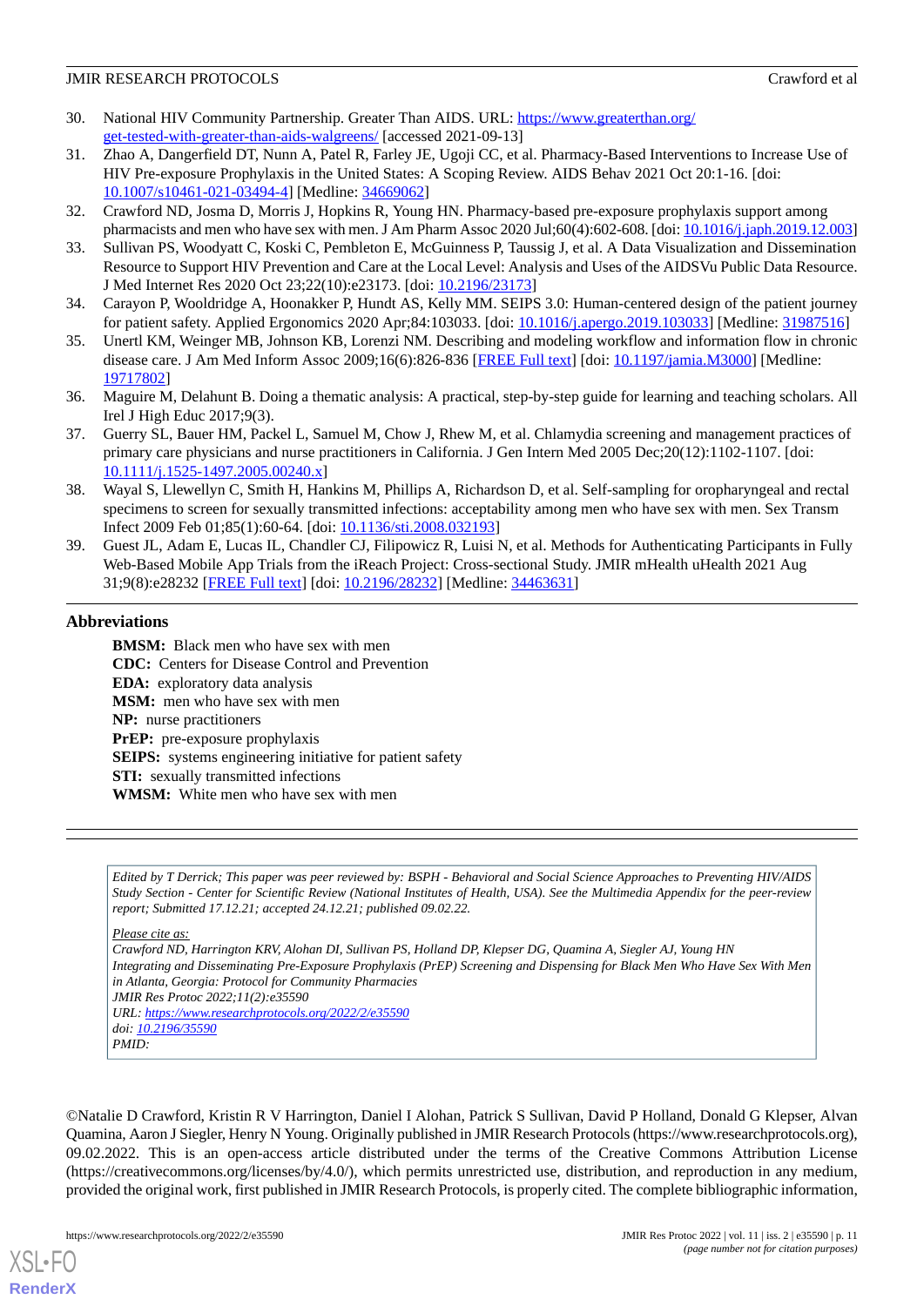30. National HIV Community Partnership. Greater Than AIDS. URL: https://www.greaterthan.org/get-tested-with-greater-than-aids-walgreens/ [accessed 2021-09-13]
31. Zhao A, Dangerfield DT, Nunn A, Patel R, Farley JE, Ugoji CC, et al. Pharmacy-Based Interventions to Increase Use of HIV Pre-exposure Prophylaxis in the United States: A Scoping Review. AIDS Behav 2021 Oct 20:1-16. [doi: 10.1007/s10461-021-03494-4] [Medline: 34669062]
32. Crawford ND, Josma D, Morris J, Hopkins R, Young HN. Pharmacy-based pre-exposure prophylaxis support among pharmacists and men who have sex with men. J Am Pharm Assoc 2020 Jul;60(4):602-608. [doi: 10.1016/j.japh.2019.12.003]
33. Sullivan PS, Woodyatt C, Koski C, Pembleton E, McGuinness P, Taussig J, et al. A Data Visualization and Dissemination Resource to Support HIV Prevention and Care at the Local Level: Analysis and Uses of the AIDSVu Public Data Resource. J Med Internet Res 2020 Oct 23;22(10):e23173. [doi: 10.2196/23173]
34. Carayon P, Wooldridge A, Hoonakker P, Hundt AS, Kelly MM. SEIPS 3.0: Human-centered design of the patient journey for patient safety. Applied Ergonomics 2020 Apr;84:103033. [doi: 10.1016/j.apergo.2019.103033] [Medline: 31987516]
35. Unertl KM, Weinger MB, Johnson KB, Lorenzi NM. Describing and modeling workflow and information flow in chronic disease care. J Am Med Inform Assoc 2009;16(6):826-836 [FREE Full text] [doi: 10.1197/jamia.M3000] [Medline: 19717802]
36. Maguire M, Delahunt B. Doing a thematic analysis: A practical, step-by-step guide for learning and teaching scholars. All Irel J High Educ 2017;9(3).
37. Guerry SL, Bauer HM, Packel L, Samuel M, Chow J, Rhew M, et al. Chlamydia screening and management practices of primary care physicians and nurse practitioners in California. J Gen Intern Med 2005 Dec;20(12):1102-1107. [doi: 10.1111/j.1525-1497.2005.00240.x]
38. Wayal S, Llewellyn C, Smith H, Hankins M, Phillips A, Richardson D, et al. Self-sampling for oropharyngeal and rectal specimens to screen for sexually transmitted infections: acceptability among men who have sex with men. Sex Transm Infect 2009 Feb 01;85(1):60-64. [doi: 10.1136/sti.2008.032193]
39. Guest JL, Adam E, Lucas IL, Chandler CJ, Filipowicz R, Luisi N, et al. Methods for Authenticating Participants in Fully Web-Based Mobile App Trials from the iReach Project: Cross-sectional Study. JMIR mHealth uHealth 2021 Aug 31;9(8):e28232 [FREE Full text] [doi: 10.2196/28232] [Medline: 34463631]

## Abbreviations

**BMSM:** Black men who have sex with men
**CDC:** Centers for Disease Control and Prevention
**EDA:** exploratory data analysis
**MSM:** men who have sex with men
**NP:** nurse practitioners
**PrEP:** pre-exposure prophylaxis
**SEIPS:** systems engineering initiative for patient safety
**STI:** sexually transmitted infections
**WMSM:** White men who have sex with men

---

*Edited by T Derrick; This paper was peer reviewed by: BSPH - Behavioral and Social Science Approaches to Preventing HIV/AIDS Study Section - Center for Scientific Review (National Institutes of Health, USA). See the Multimedia Appendix for the peer-review report; Submitted 17.12.21; accepted 24.12.21; published 09.02.22.*

*Please cite as:*
*Crawford ND, Harrington KRV, Alohan DI, Sullivan PS, Holland DP, Klepser DG, Quamina A, Siegler AJ, Young HN*
*Integrating and Disseminating Pre-Exposure Prophylaxis (PrEP) Screening and Dispensing for Black Men Who Have Sex With Men in Atlanta, Georgia: Protocol for Community Pharmacies*
*JMIR Res Protoc 2022;11(2):e35590*
*URL: https://www.researchprotocols.org/2022/2/e35590*
*doi: 10.2196/35590*
*PMID:*

©Natalie D Crawford, Kristin R V Harrington, Daniel I Alohan, Patrick S Sullivan, David P Holland, Donald G Klepser, Alvan Quamina, Aaron J Siegler, Henry N Young. Originally published in JMIR Research Protocols (https://www.researchprotocols.org), 09.02.2022. This is an open-access article distributed under the terms of the Creative Commons Attribution License (https://creativecommons.org/licenses/by/4.0/), which permits unrestricted use, distribution, and reproduction in any medium, provided the original work, first published in JMIR Research Protocols, is properly cited. The complete bibliographic information,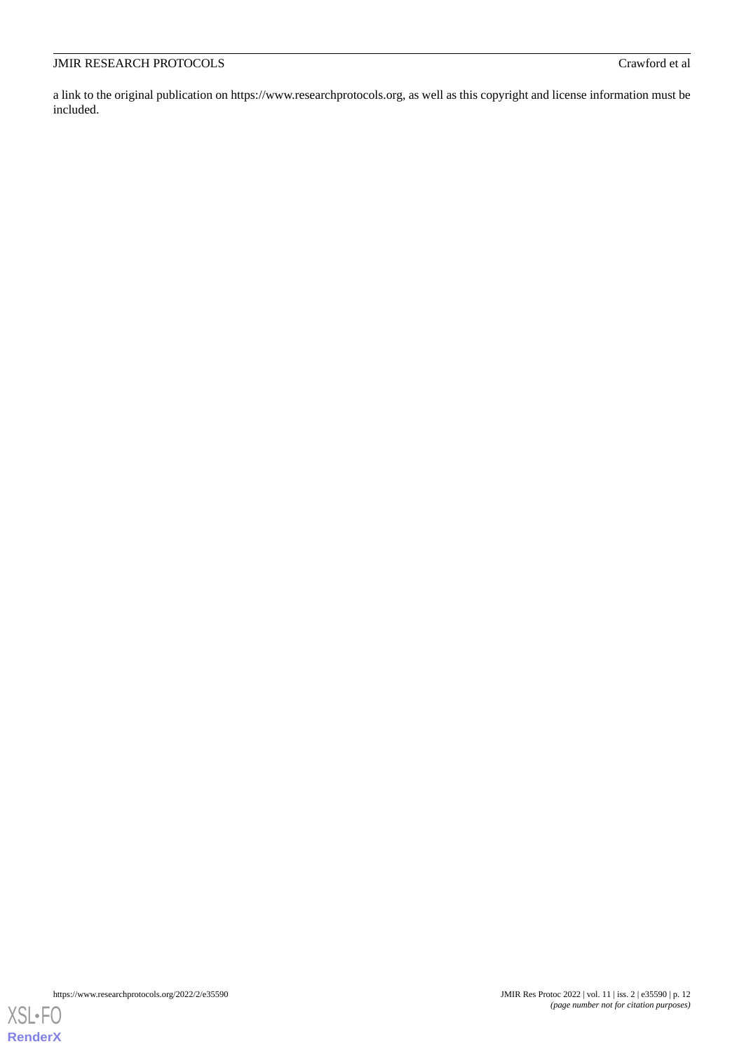a link to the original publication on https://www.researchprotocols.org, as well as this copyright and license information must be included.